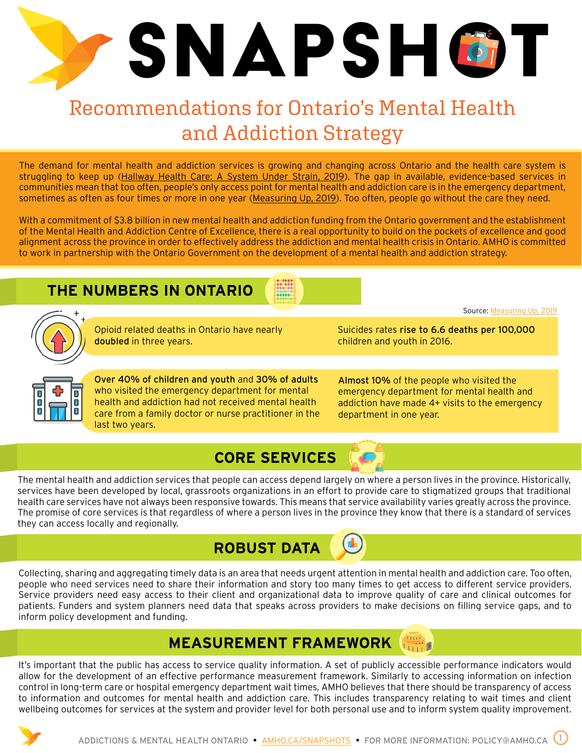# SNAPSHOT

## Recommendations for Ontario's Mental Health and Addiction Strategy

The demand for mental health and addiction services is growing and changing across Ontario and the health care system is struggling to keep up (Hallway Health Care: A System Under Strain, 2019). The gap in available, evidence-based services in communities mean that too often, people's only access point for mental health and addiction care is in the emergency department, sometimes as often as four times or more in one year (Measuring Up, 2019). Too often, people go without the care they need.

With a commitment of $3.8 billion in new mental health and addiction funding from the Ontario government and the establishment of the Mental Health and Addiction Centre of Excellence, there is a real opportunity to build on the pockets of excellence and good alignment across the province in order to effectively address the addiction and mental health crisis in Ontario. AMHO is committed to work in partnership with the Ontario Government on the development of a mental health and addiction strategy.

## THE NUMBERS IN ONTARIO

Source: Measuring Up, 2019

- Opioid related deaths in Ontario have nearly **doubled** in three years.
- Suicides rates **rise to 6.6 deaths per 100,000** children and youth in 2016.
- **Over 40% of children and youth** and **30% of adults** who visited the emergency department for mental health and addiction had not received mental health care from a family doctor or nurse practitioner in the last two years.
- **Almost 10%** of the people who visited the emergency department for mental health and addiction have made 4+ visits to the emergency department in one year.

## CORE SERVICES

The mental health and addiction services that people can access depend largely on where a person lives in the province. Historically, services have been developed by local, grassroots organizations in an effort to provide care to stigmatized groups that traditional health care services have not always been responsive towards. This means that service availability varies greatly across the province. The promise of core services is that regardless of where a person lives in the province they know that there is a standard of services they can access locally and regionally.

## ROBUST DATA

Collecting, sharing and aggregating timely data is an area that needs urgent attention in mental health and addiction care. Too often, people who need services need to share their information and story too many times to get access to different service providers. Service providers need easy access to their client and organizational data to improve quality of care and clinical outcomes for patients. Funders and system planners need data that speaks across providers to make decisions on filling service gaps, and to inform policy development and funding.

## MEASUREMENT FRAMEWORK

It's important that the public has access to service quality information. A set of publicly accessible performance indicators would allow for the development of an effective performance measurement framework. Similarly to accessing information on infection control in long-term care or hospital emergency department wait times, AMHO believes that there should be transparency of access to information and outcomes for mental health and addiction care. This includes transparency relating to wait times and client wellbeing outcomes for services at the system and provider level for both personal use and to inform system quality improvement.

ADDICTIONS & MENTAL HEALTH ONTARIO • AMHO.CA/SNAPSHOTS • FOR MORE INFORMATION: POLICY@AMHO.CA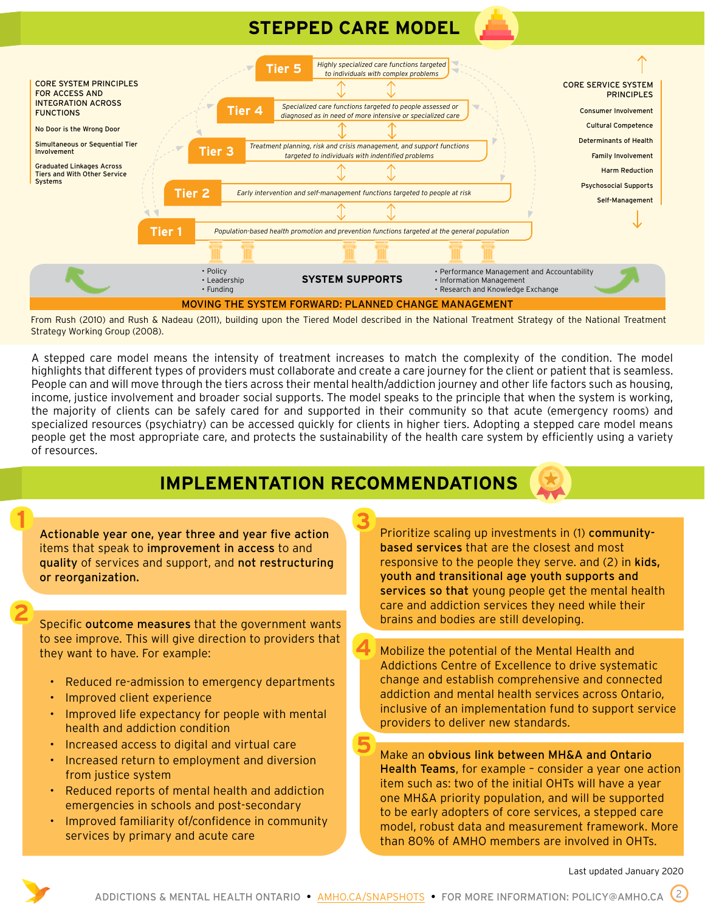# STEPPED CARE MODEL

CORE SYSTEM PRINCIPLES FOR ACCESS AND INTEGRATION ACROSS FUNCTIONS

No Door is the Wrong Door

Simultaneous or Sequential Tier Involvement

Graduated Linkages Across Tiers and With Other Service Systems

**Tier 5** — *Highly specialized care functions targeted to individuals with complex problems*

**Tier 4** — *Specialized care functions targeted to people assessed or diagnosed as in need of more intensive or specialized care*

**Tier 3** — *Treatment planning, risk and crisis management, and support functions targeted to individuals with indentified problems*

**Tier 2** — *Early intervention and self-management functions targeted to people at risk*

**Tier 1** — *Population-based health promotion and prevention functions targeted at the general population*

CORE SERVICE SYSTEM PRINCIPLES

Consumer Involvement

Cultural Competence

Determinants of Health

Family Involvement

Harm Reduction

Psychosocial Supports

Self-Management

**SYSTEM SUPPORTS**

- Policy
- Leadership
- Funding

- Performance Management and Accountability
- Information Management
- Research and Knowledge Exchange

**MOVING THE SYSTEM FORWARD: PLANNED CHANGE MANAGEMENT**

From Rush (2010) and Rush & Nadeau (2011), building upon the Tiered Model described in the National Treatment Strategy of the National Treatment Strategy Working Group (2008).

A stepped care model means the intensity of treatment increases to match the complexity of the condition. The model highlights that different types of providers must collaborate and create a care journey for the client or patient that is seamless. People can and will move through the tiers across their mental health/addiction journey and other life factors such as housing, income, justice involvement and broader social supports. The model speaks to the principle that when the system is working, the majority of clients can be safely cared for and supported in their community so that acute (emergency rooms) and specialized resources (psychiatry) can be accessed quickly for clients in higher tiers. Adopting a stepped care model means people get the most appropriate care, and protects the sustainability of the health care system by efficiently using a variety of resources.

# IMPLEMENTATION RECOMMENDATIONS

**1** **Actionable year one, year three and year five action** items that speak to **improvement in access** to and **quality** of services and support, and **not restructuring or reorganization.**

**2** Specific **outcome measures** that the government wants to see improve. This will give direction to providers that they want to have. For example:

- Reduced re-admission to emergency departments
- Improved client experience
- Improved life expectancy for people with mental health and addiction condition
- Increased access to digital and virtual care
- Increased return to employment and diversion from justice system
- Reduced reports of mental health and addiction emergencies in schools and post-secondary
- Improved familiarity of/confidence in community services by primary and acute care

**3** Prioritize scaling up investments in (1) **community-based services** that are the closest and most responsive to the people they serve. and (2) in **kids, youth and transitional age youth supports and services so that** young people get the mental health care and addiction services they need while their brains and bodies are still developing.

**4** Mobilize the potential of the Mental Health and Addictions Centre of Excellence to drive systematic change and establish comprehensive and connected addiction and mental health services across Ontario, inclusive of an implementation fund to support service providers to deliver new standards.

**5** Make an **obvious link between MH&A and Ontario Health Teams**, for example – consider a year one action item such as: two of the initial OHTs will have a year one MH&A priority population, and will be supported to be early adopters of core services, a stepped care model, robust data and measurement framework. More than 80% of AMHO members are involved in OHTs.

Last updated January 2020

ADDICTIONS & MENTAL HEALTH ONTARIO • AMHO.CA/SNAPSHOTS • FOR MORE INFORMATION: POLICY@AMHO.CA